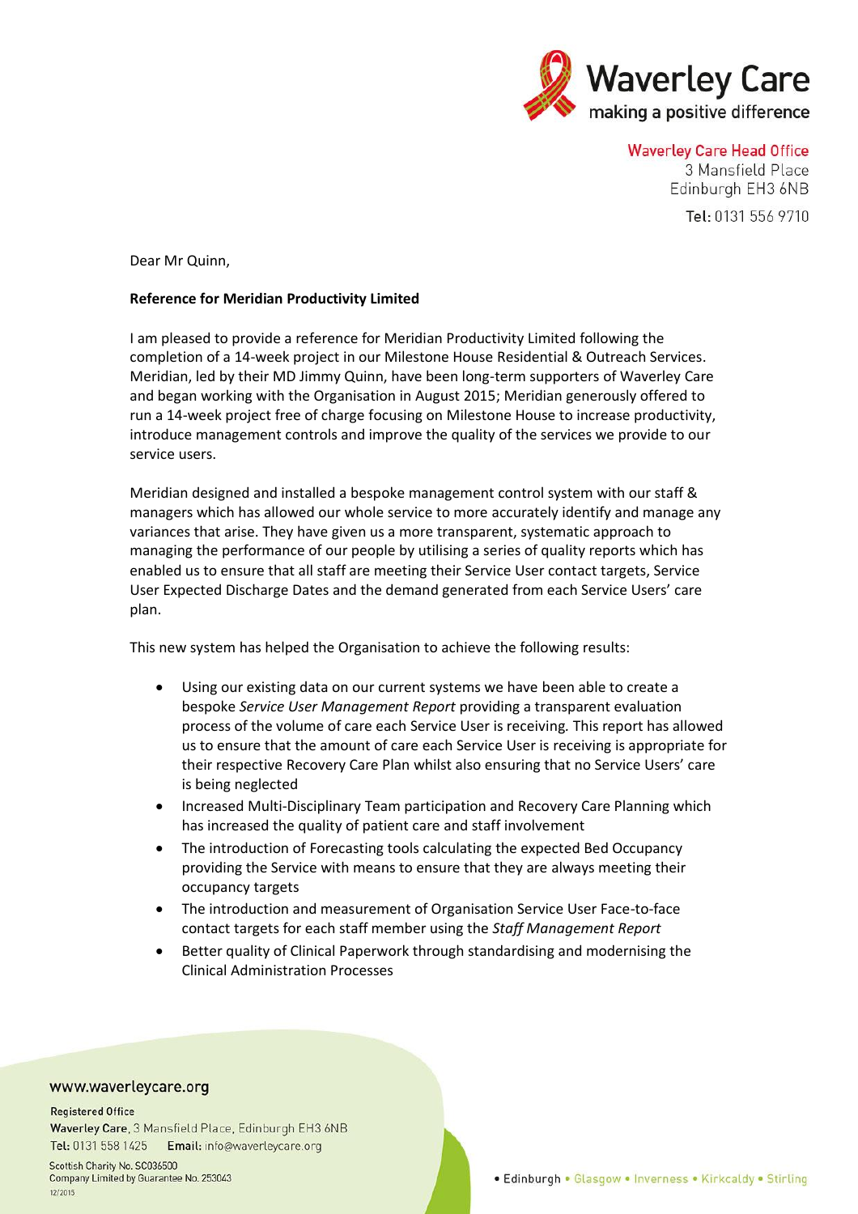Waverley Care
making a positive difference

Waverley Care Head Office
3 Mansfield Place
Edinburgh EH3 6NB
Tel: 0131 556 9710

Dear Mr Quinn,

**Reference for Meridian Productivity Limited**

I am pleased to provide a reference for Meridian Productivity Limited following the completion of a 14-week project in our Milestone House Residential & Outreach Services. Meridian, led by their MD Jimmy Quinn, have been long-term supporters of Waverley Care and began working with the Organisation in August 2015; Meridian generously offered to run a 14-week project free of charge focusing on Milestone House to increase productivity, introduce management controls and improve the quality of the services we provide to our service users.

Meridian designed and installed a bespoke management control system with our staff & managers which has allowed our whole service to more accurately identify and manage any variances that arise. They have given us a more transparent, systematic approach to managing the performance of our people by utilising a series of quality reports which has enabled us to ensure that all staff are meeting their Service User contact targets, Service User Expected Discharge Dates and the demand generated from each Service Users' care plan.

This new system has helped the Organisation to achieve the following results:

- Using our existing data on our current systems we have been able to create a bespoke *Service User Management Report* providing a transparent evaluation process of the volume of care each Service User is receiving. This report has allowed us to ensure that the amount of care each Service User is receiving is appropriate for their respective Recovery Care Plan whilst also ensuring that no Service Users' care is being neglected
- Increased Multi-Disciplinary Team participation and Recovery Care Planning which has increased the quality of patient care and staff involvement
- The introduction of Forecasting tools calculating the expected Bed Occupancy providing the Service with means to ensure that they are always meeting their occupancy targets
- The introduction and measurement of Organisation Service User Face-to-face contact targets for each staff member using the *Staff Management Report*
- Better quality of Clinical Paperwork through standardising and modernising the Clinical Administration Processes

www.waverleycare.org

Registered Office
Waverley Care, 3 Mansfield Place, Edinburgh EH3 6NB
Tel: 0131 558 1425 Email: info@waverleycare.org
Scottish Charity No. SC036500
Company Limited by Guarantee No. 253043
12/2015

• Edinburgh • Glasgow • Inverness • Kirkcaldy • Stirling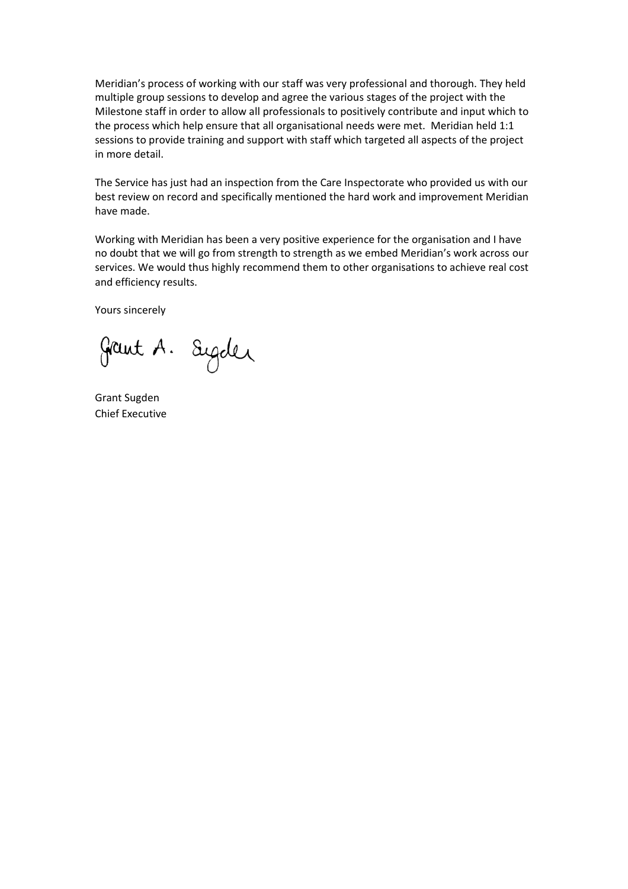Meridian's process of working with our staff was very professional and thorough. They held multiple group sessions to develop and agree the various stages of the project with the Milestone staff in order to allow all professionals to positively contribute and input which to the process which help ensure that all organisational needs were met. Meridian held 1:1 sessions to provide training and support with staff which targeted all aspects of the project in more detail.

The Service has just had an inspection from the Care Inspectorate who provided us with our best review on record and specifically mentioned the hard work and improvement Meridian have made.

Working with Meridian has been a very positive experience for the organisation and I have no doubt that we will go from strength to strength as we embed Meridian's work across our services. We would thus highly recommend them to other organisations to achieve real cost and efficiency results.

Yours sincerely

Grant A. Sugden

Grant Sugden
Chief Executive